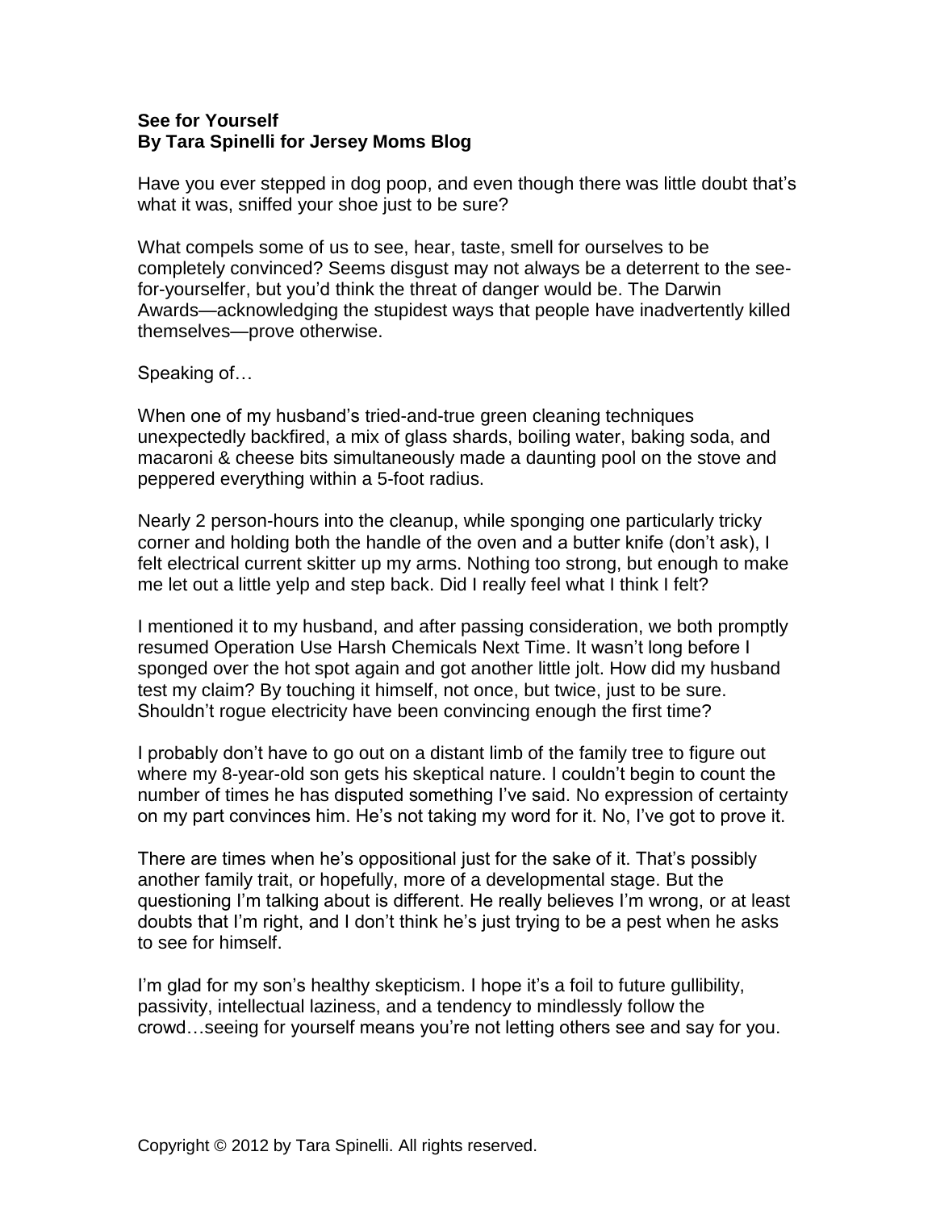**See for Yourself**
**By Tara Spinelli for Jersey Moms Blog**

Have you ever stepped in dog poop, and even though there was little doubt that's what it was, sniffed your shoe just to be sure?

What compels some of us to see, hear, taste, smell for ourselves to be completely convinced? Seems disgust may not always be a deterrent to the see-for-yourselfer, but you'd think the threat of danger would be. The Darwin Awards—acknowledging the stupidest ways that people have inadvertently killed themselves—prove otherwise.

Speaking of…

When one of my husband's tried-and-true green cleaning techniques unexpectedly backfired, a mix of glass shards, boiling water, baking soda, and macaroni & cheese bits simultaneously made a daunting pool on the stove and peppered everything within a 5-foot radius.

Nearly 2 person-hours into the cleanup, while sponging one particularly tricky corner and holding both the handle of the oven and a butter knife (don't ask), I felt electrical current skitter up my arms. Nothing too strong, but enough to make me let out a little yelp and step back. Did I really feel what I think I felt?

I mentioned it to my husband, and after passing consideration, we both promptly resumed Operation Use Harsh Chemicals Next Time. It wasn't long before I sponged over the hot spot again and got another little jolt. How did my husband test my claim? By touching it himself, not once, but twice, just to be sure. Shouldn't rogue electricity have been convincing enough the first time?

I probably don't have to go out on a distant limb of the family tree to figure out where my 8-year-old son gets his skeptical nature. I couldn't begin to count the number of times he has disputed something I've said. No expression of certainty on my part convinces him. He's not taking my word for it. No, I've got to prove it.

There are times when he's oppositional just for the sake of it. That's possibly another family trait, or hopefully, more of a developmental stage. But the questioning I'm talking about is different. He really believes I'm wrong, or at least doubts that I'm right, and I don't think he's just trying to be a pest when he asks to see for himself.

I'm glad for my son's healthy skepticism. I hope it's a foil to future gullibility, passivity, intellectual laziness, and a tendency to mindlessly follow the crowd…seeing for yourself means you're not letting others see and say for you.

Copyright © 2012 by Tara Spinelli. All rights reserved.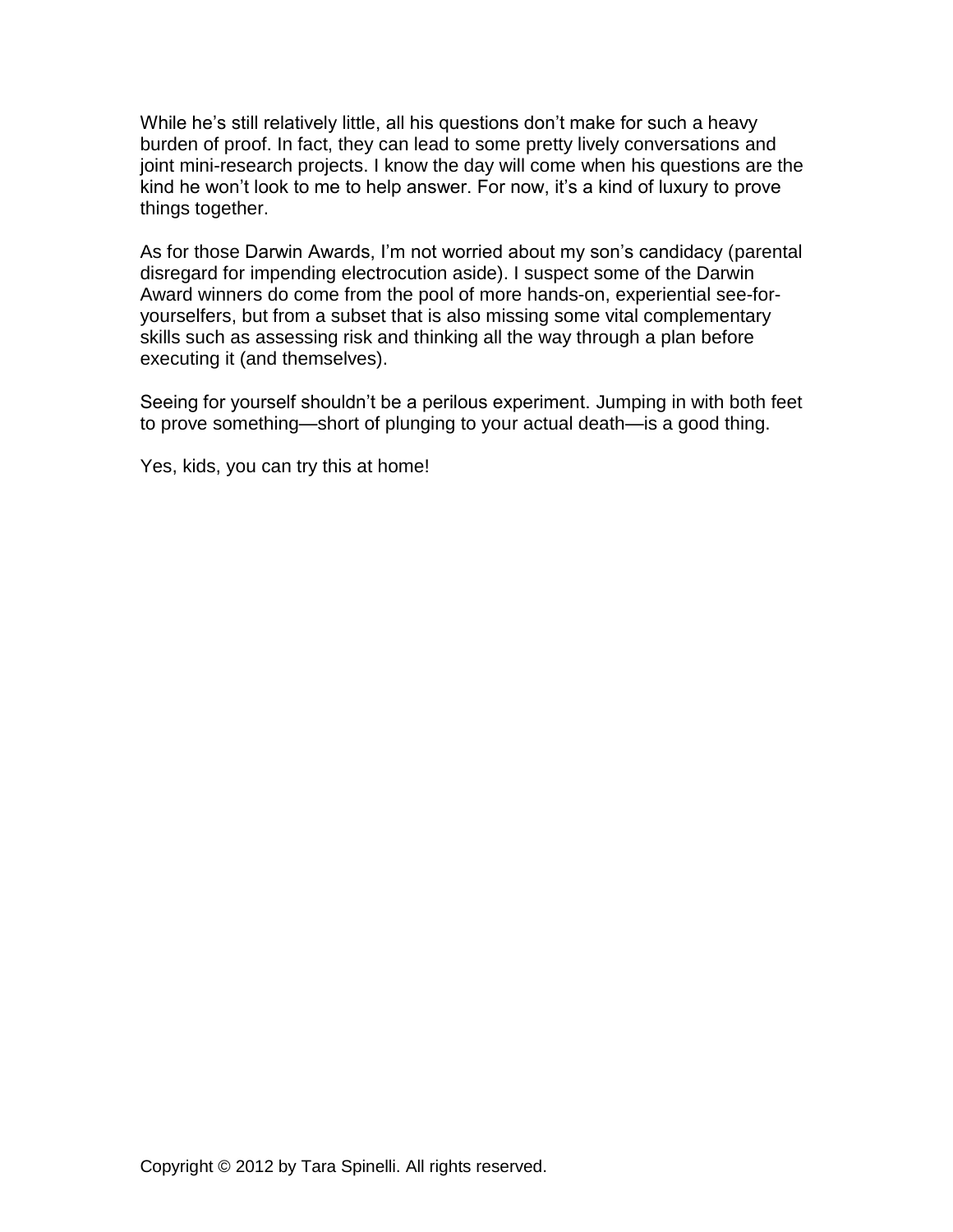While he's still relatively little, all his questions don't make for such a heavy burden of proof. In fact, they can lead to some pretty lively conversations and joint mini-research projects. I know the day will come when his questions are the kind he won't look to me to help answer. For now, it's a kind of luxury to prove things together.

As for those Darwin Awards, I'm not worried about my son's candidacy (parental disregard for impending electrocution aside). I suspect some of the Darwin Award winners do come from the pool of more hands-on, experiential see-for-yourselfers, but from a subset that is also missing some vital complementary skills such as assessing risk and thinking all the way through a plan before executing it (and themselves).

Seeing for yourself shouldn't be a perilous experiment. Jumping in with both feet to prove something—short of plunging to your actual death—is a good thing.

Yes, kids, you can try this at home!

Copyright © 2012 by Tara Spinelli. All rights reserved.